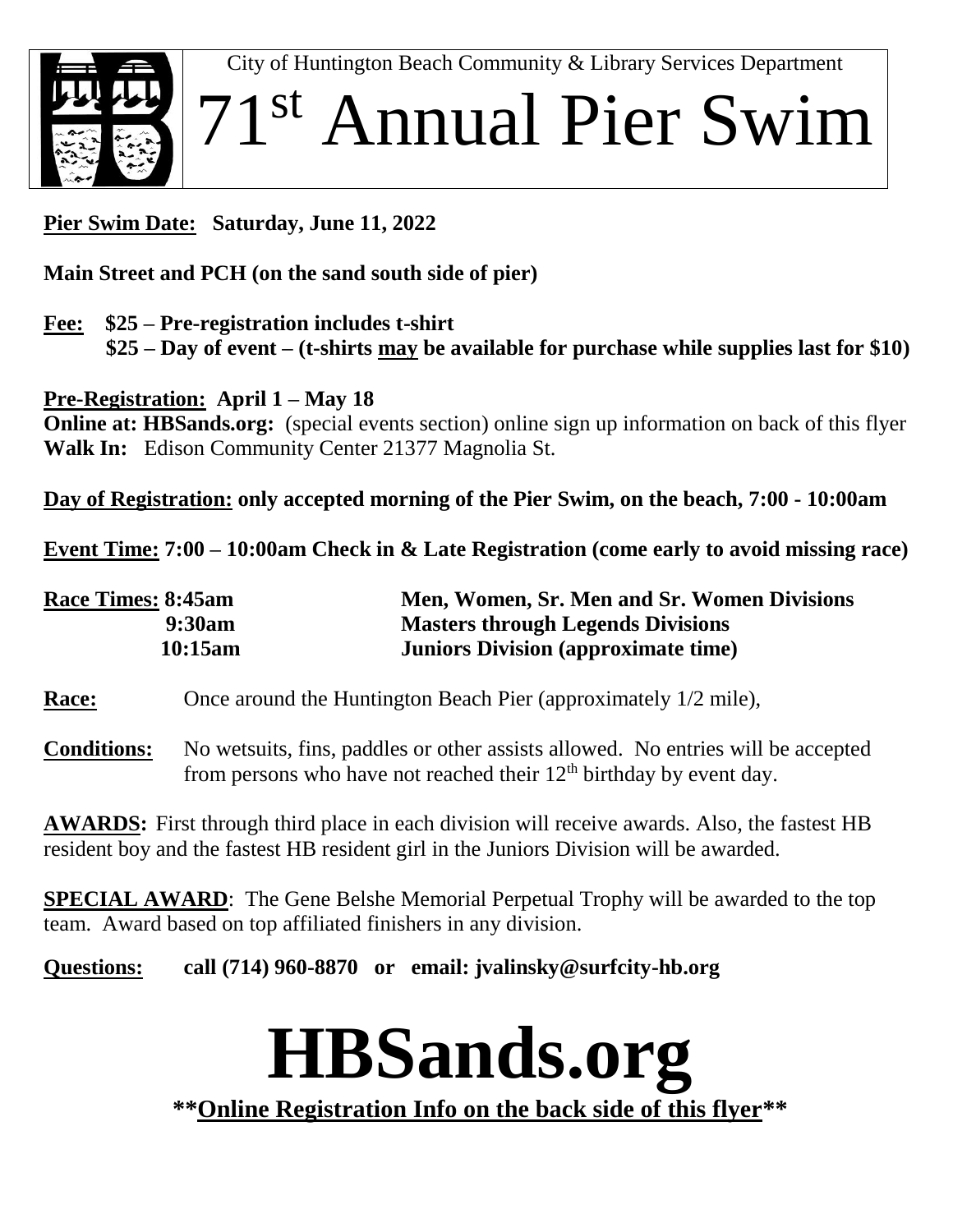City of Huntington Beach Community & Library Services Department

# 71st Annual Pier Swim

**Pier Swim Date: Saturday, June 11, 2022**

**Main Street and PCH (on the sand south side of pier)**

**Fee: $25 – Pre-registration includes t-shirt**
**$25 – Day of event – (t-shirts may be available for purchase while supplies last for $10)**

**Pre-Registration: April 1 – May 18**
**Online at: HBSands.org:** (special events section) online sign up information on back of this flyer
**Walk In:** Edison Community Center 21377 Magnolia St.

**Day of Registration: only accepted morning of the Pier Swim, on the beach, 7:00 - 10:00am**

**Event Time: 7:00 – 10:00am Check in & Late Registration (come early to avoid missing race)**

| | |
|---|---|
| **Race Times: 8:45am** | **Men, Women, Sr. Men and Sr. Women Divisions** |
| **9:30am** | **Masters through Legends Divisions** |
| **10:15am** | **Juniors Division (approximate time)** |

**Race:** Once around the Huntington Beach Pier (approximately 1/2 mile),

**Conditions:** No wetsuits, fins, paddles or other assists allowed. No entries will be accepted from persons who have not reached their 12th birthday by event day.

**AWARDS:** First through third place in each division will receive awards. Also, the fastest HB resident boy and the fastest HB resident girl in the Juniors Division will be awarded.

**SPECIAL AWARD**: The Gene Belshe Memorial Perpetual Trophy will be awarded to the top team. Award based on top affiliated finishers in any division.

**Questions: call (714) 960-8870 or email: jvalinsky@surfcity-hb.org**

# HBSands.org

**\*\*Online Registration Info on the back side of this flyer\*\***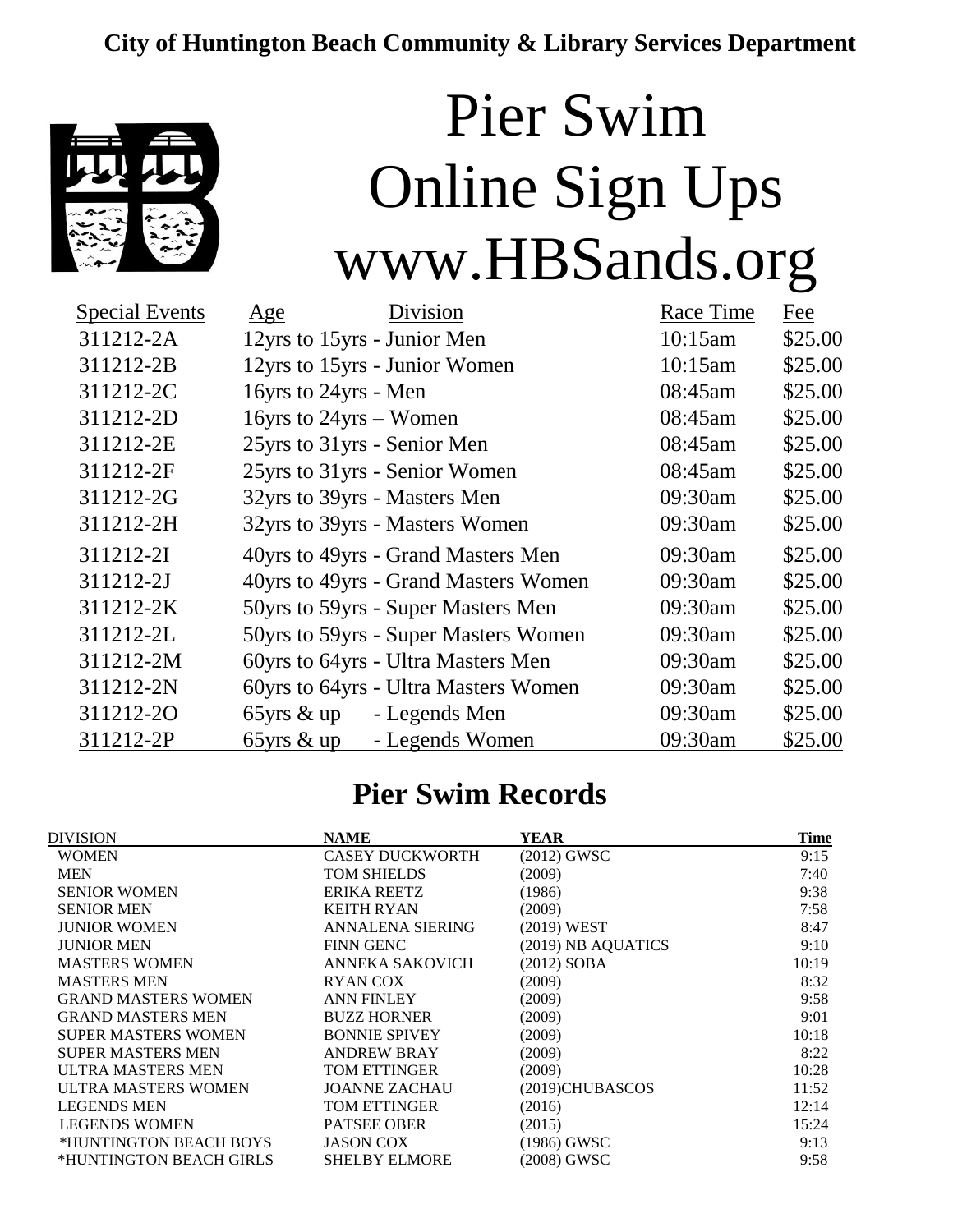**City of Huntington Beach Community & Library Services Department**

# Pier Swim
# Online Sign Ups
# www.HBSands.org

| Special Events | Age | Division | Race Time | Fee |
|---|---|---|---|---|
| 311212-2A | 12yrs to 15yrs | Junior Men | 10:15am | $25.00 |
| 311212-2B | 12yrs to 15yrs | Junior Women | 10:15am | $25.00 |
| 311212-2C | 16yrs to 24yrs | Men | 08:45am | $25.00 |
| 311212-2D | 16yrs to 24yrs | Women | 08:45am | $25.00 |
| 311212-2E | 25yrs to 31yrs | Senior Men | 08:45am | $25.00 |
| 311212-2F | 25yrs to 31yrs | Senior Women | 08:45am | $25.00 |
| 311212-2G | 32yrs to 39yrs | Masters Men | 09:30am | $25.00 |
| 311212-2H | 32yrs to 39yrs | Masters Women | 09:30am | $25.00 |
| 311212-2I | 40yrs to 49yrs | Grand Masters Men | 09:30am | $25.00 |
| 311212-2J | 40yrs to 49yrs | Grand Masters Women | 09:30am | $25.00 |
| 311212-2K | 50yrs to 59yrs | Super Masters Men | 09:30am | $25.00 |
| 311212-2L | 50yrs to 59yrs | Super Masters Women | 09:30am | $25.00 |
| 311212-2M | 60yrs to 64yrs | Ultra Masters Men | 09:30am | $25.00 |
| 311212-2N | 60yrs to 64yrs | Ultra Masters Women | 09:30am | $25.00 |
| 311212-2O | 65yrs & up | Legends Men | 09:30am | $25.00 |
| 311212-2P | 65yrs & up | Legends Women | 09:30am | $25.00 |

## Pier Swim Records

| DIVISION | NAME | YEAR | Time |
|---|---|---|---|
| WOMEN | CASEY DUCKWORTH | (2012) GWSC | 9:15 |
| MEN | TOM SHIELDS | (2009) | 7:40 |
| SENIOR WOMEN | ERIKA REETZ | (1986) | 9:38 |
| SENIOR MEN | KEITH RYAN | (2009) | 7:58 |
| JUNIOR WOMEN | ANNALENA SIERING | (2019) WEST | 8:47 |
| JUNIOR MEN | FINN GENC | (2019) NB AQUATICS | 9:10 |
| MASTERS WOMEN | ANNEKA SAKOVICH | (2012) SOBA | 10:19 |
| MASTERS MEN | RYAN COX | (2009) | 8:32 |
| GRAND MASTERS WOMEN | ANN FINLEY | (2009) | 9:58 |
| GRAND MASTERS MEN | BUZZ HORNER | (2009) | 9:01 |
| SUPER MASTERS WOMEN | BONNIE SPIVEY | (2009) | 10:18 |
| SUPER MASTERS MEN | ANDREW BRAY | (2009) | 8:22 |
| ULTRA MASTERS MEN | TOM ETTINGER | (2009) | 10:28 |
| ULTRA MASTERS WOMEN | JOANNE ZACHAU | (2019)CHUBASCOS | 11:52 |
| LEGENDS MEN | TOM ETTINGER | (2016) | 12:14 |
| LEGENDS WOMEN | PATSEE OBER | (2015) | 15:24 |
| *HUNTINGTON BEACH BOYS | JASON COX | (1986) GWSC | 9:13 |
| *HUNTINGTON BEACH GIRLS | SHELBY ELMORE | (2008) GWSC | 9:58 |